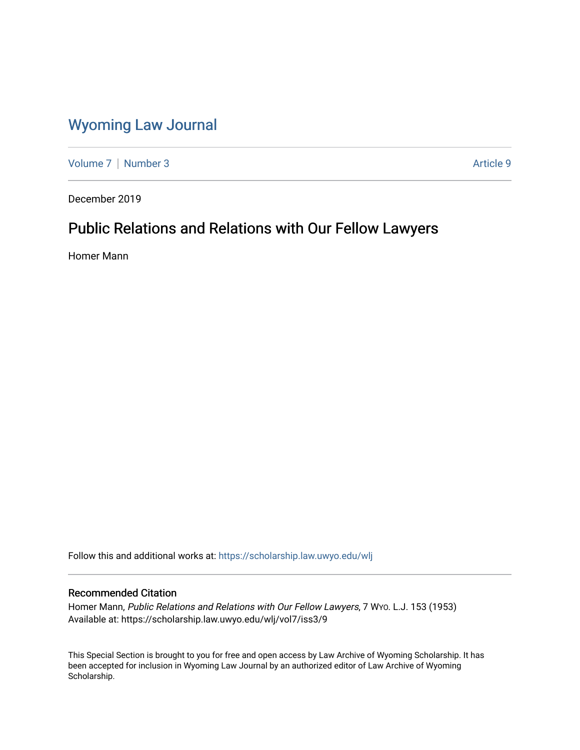# Wyoming Law Journal

Volume 7 | Number 3 Article 9

December 2019

## Public Relations and Relations with Our Fellow Lawyers

Homer Mann

Follow this and additional works at: https://scholarship.law.uwyo.edu/wlj

### Recommended Citation

Homer Mann, *Public Relations and Relations with Our Fellow Lawyers*, 7 Wyo. L.J. 153 (1953)
Available at: https://scholarship.law.uwyo.edu/wlj/vol7/iss3/9

This Special Section is brought to you for free and open access by Law Archive of Wyoming Scholarship. It has been accepted for inclusion in Wyoming Law Journal by an authorized editor of Law Archive of Wyoming Scholarship.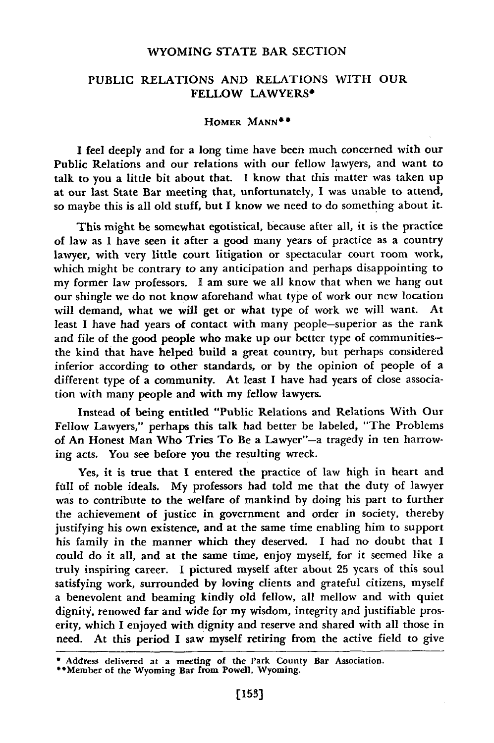WYOMING STATE BAR SECTION

## PUBLIC RELATIONS AND RELATIONS WITH OUR FELLOW LAWYERS*

HOMER MANN**

I feel deeply and for a long time have been much concerned with our Public Relations and our relations with our fellow lawyers, and want to talk to you a little bit about that. I know that this matter was taken up at our last State Bar meeting that, unfortunately, I was unable to attend, so maybe this is all old stuff, but I know we need to do something about it.

This might be somewhat egotistical, because after all, it is the practice of law as I have seen it after a good many years of practice as a country lawyer, with very little court litigation or spectacular court room work, which might be contrary to any anticipation and perhaps disappointing to my former law professors. I am sure we all know that when we hang out our shingle we do not know aforehand what type of work our new location will demand, what we will get or what type of work we will want. At least I have had years of contact with many people—superior as the rank and file of the good people who make up our better type of communities—the kind that have helped build a great country, but perhaps considered inferior according to other standards, or by the opinion of people of a different type of a community. At least I have had years of close association with many people and with my fellow lawyers.

Instead of being entitled "Public Relations and Relations With Our Fellow Lawyers," perhaps this talk had better be labeled, "The Problems of An Honest Man Who Tries To Be a Lawyer"—a tragedy in ten harrowing acts. You see before you the resulting wreck.

Yes, it is true that I entered the practice of law high in heart and full of noble ideals. My professors had told me that the duty of lawyer was to contribute to the welfare of mankind by doing his part to further the achievement of justice in government and order in society, thereby justifying his own existence, and at the same time enabling him to support his family in the manner which they deserved. I had no doubt that I could do it all, and at the same time, enjoy myself, for it seemed like a truly inspiring career. I pictured myself after about 25 years of this soul satisfying work, surrounded by loving clients and grateful citizens, myself a benevolent and beaming kindly old fellow, all mellow and with quiet dignity, renowed far and wide for my wisdom, integrity and justifiable proserity, which I enjoyed with dignity and reserve and shared with all those in need. At this period I saw myself retiring from the active field to give

---

\* Address delivered at a meeting of the Park County Bar Association.

\*\*Member of the Wyoming Bar from Powell, Wyoming.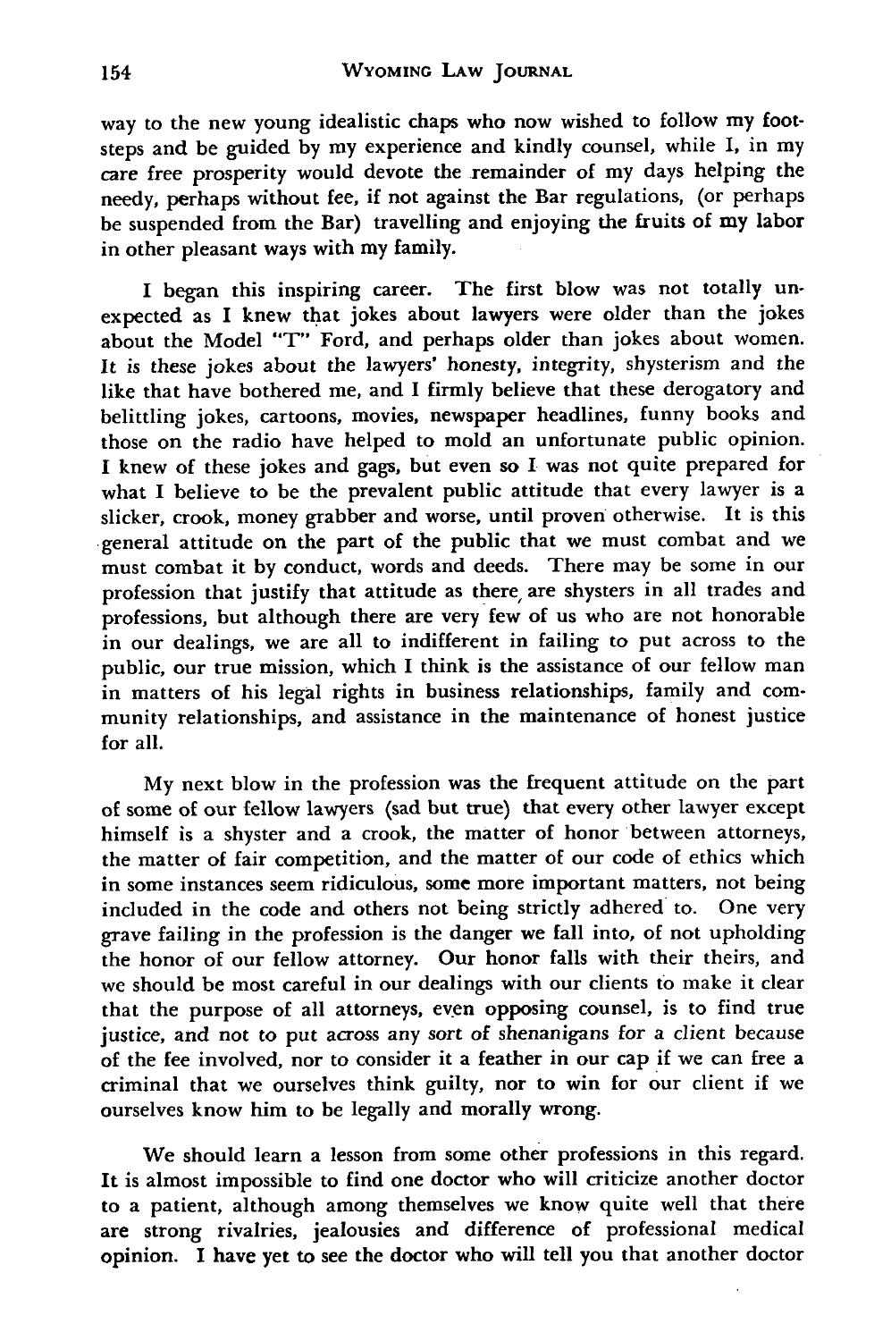way to the new young idealistic chaps who now wished to follow my footsteps and be guided by my experience and kindly counsel, while I, in my care free prosperity would devote the remainder of my days helping the needy, perhaps without fee, if not against the Bar regulations, (or perhaps be suspended from the Bar) travelling and enjoying the fruits of my labor in other pleasant ways with my family.

I began this inspiring career. The first blow was not totally unexpected as I knew that jokes about lawyers were older than the jokes about the Model "T" Ford, and perhaps older than jokes about women. It is these jokes about the lawyers' honesty, integrity, shysterism and the like that have bothered me, and I firmly believe that these derogatory and belittling jokes, cartoons, movies, newspaper headlines, funny books and those on the radio have helped to mold an unfortunate public opinion. I knew of these jokes and gags, but even so I was not quite prepared for what I believe to be the prevalent public attitude that every lawyer is a slicker, crook, money grabber and worse, until proven otherwise. It is this general attitude on the part of the public that we must combat and we must combat it by conduct, words and deeds. There may be some in our profession that justify that attitude as there are shysters in all trades and professions, but although there are very few of us who are not honorable in our dealings, we are all to indifferent in failing to put across to the public, our true mission, which I think is the assistance of our fellow man in matters of his legal rights in business relationships, family and community relationships, and assistance in the maintenance of honest justice for all.

My next blow in the profession was the frequent attitude on the part of some of our fellow lawyers (sad but true) that every other lawyer except himself is a shyster and a crook, the matter of honor between attorneys, the matter of fair competition, and the matter of our code of ethics which in some instances seem ridiculous, some more important matters, not being included in the code and others not being strictly adhered to. One very grave failing in the profession is the danger we fall into, of not upholding the honor of our fellow attorney. Our honor falls with their theirs, and we should be most careful in our dealings with our clients to make it clear that the purpose of all attorneys, even opposing counsel, is to find true justice, and not to put across any sort of shenanigans for a client because of the fee involved, nor to consider it a feather in our cap if we can free a criminal that we ourselves think guilty, nor to win for our client if we ourselves know him to be legally and morally wrong.

We should learn a lesson from some other professions in this regard. It is almost impossible to find one doctor who will criticize another doctor to a patient, although among themselves we know quite well that there are strong rivalries, jealousies and difference of professional medical opinion. I have yet to see the doctor who will tell you that another doctor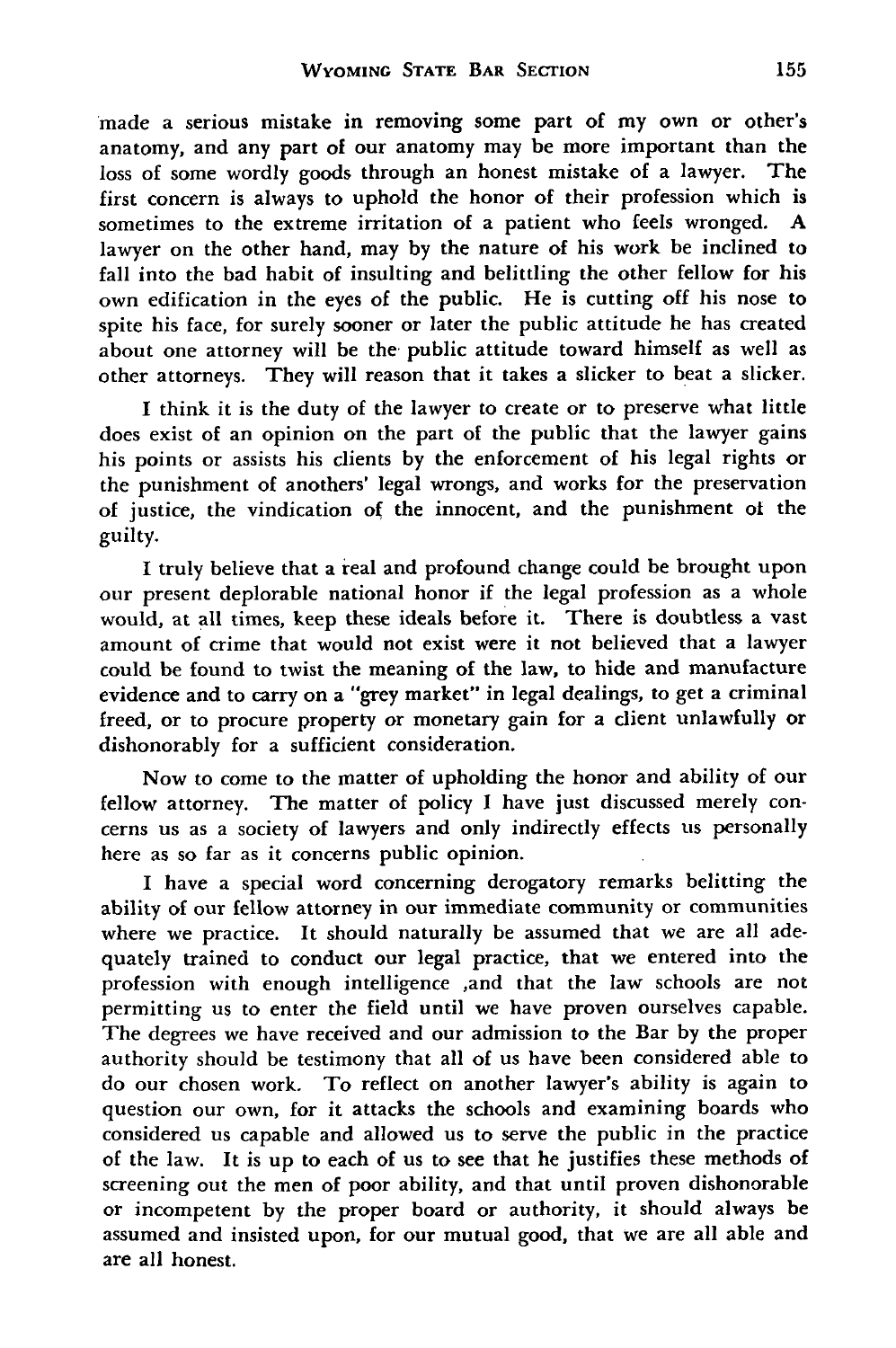made a serious mistake in removing some part of my own or other's anatomy, and any part of our anatomy may be more important than the loss of some wordly goods through an honest mistake of a lawyer. The first concern is always to uphold the honor of their profession which is sometimes to the extreme irritation of a patient who feels wronged. A lawyer on the other hand, may by the nature of his work be inclined to fall into the bad habit of insulting and belittling the other fellow for his own edification in the eyes of the public. He is cutting off his nose to spite his face, for surely sooner or later the public attitude he has created about one attorney will be the public attitude toward himself as well as other attorneys. They will reason that it takes a slicker to beat a slicker.

I think it is the duty of the lawyer to create or to preserve what little does exist of an opinion on the part of the public that the lawyer gains his points or assists his clients by the enforcement of his legal rights or the punishment of anothers' legal wrongs, and works for the preservation of justice, the vindication of the innocent, and the punishment of the guilty.

I truly believe that a real and profound change could be brought upon our present deplorable national honor if the legal profession as a whole would, at all times, keep these ideals before it. There is doubtless a vast amount of crime that would not exist were it not believed that a lawyer could be found to twist the meaning of the law, to hide and manufacture evidence and to carry on a "grey market" in legal dealings, to get a criminal freed, or to procure property or monetary gain for a client unlawfully or dishonorably for a sufficient consideration.

Now to come to the matter of upholding the honor and ability of our fellow attorney. The matter of policy I have just discussed merely concerns us as a society of lawyers and only indirectly effects us personally here as so far as it concerns public opinion.

I have a special word concerning derogatory remarks belitting the ability of our fellow attorney in our immediate community or communities where we practice. It should naturally be assumed that we are all adequately trained to conduct our legal practice, that we entered into the profession with enough intelligence ,and that the law schools are not permitting us to enter the field until we have proven ourselves capable. The degrees we have received and our admission to the Bar by the proper authority should be testimony that all of us have been considered able to do our chosen work. To reflect on another lawyer's ability is again to question our own, for it attacks the schools and examining boards who considered us capable and allowed us to serve the public in the practice of the law. It is up to each of us to see that he justifies these methods of screening out the men of poor ability, and that until proven dishonorable or incompetent by the proper board or authority, it should always be assumed and insisted upon, for our mutual good, that we are all able and are all honest.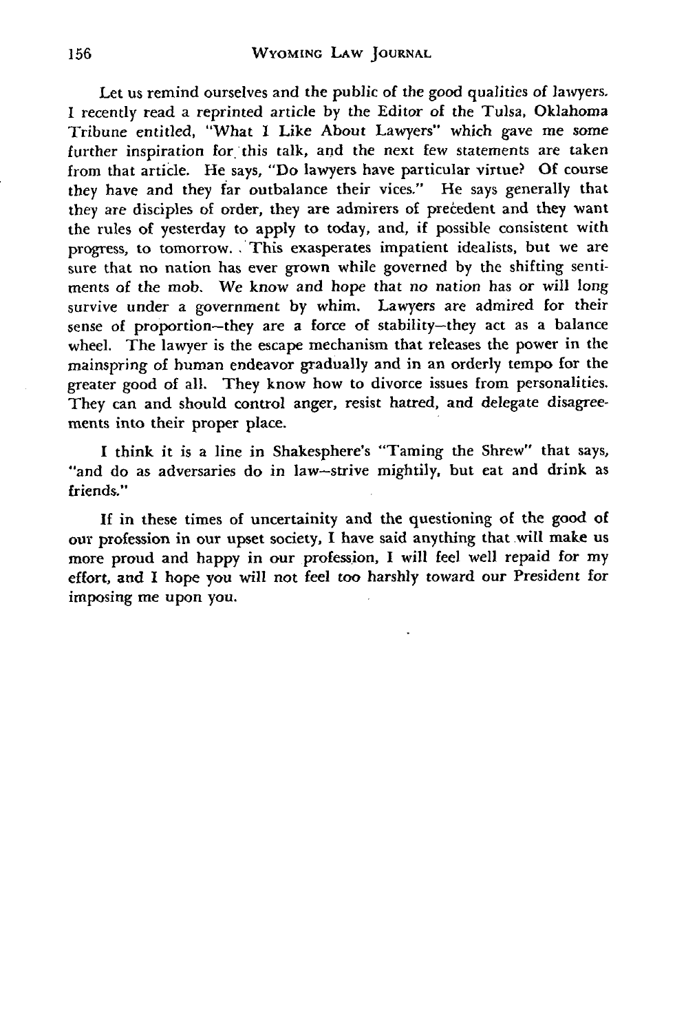Let us remind ourselves and the public of the good qualities of lawyers. I recently read a reprinted article by the Editor of the Tulsa, Oklahoma Tribune entitled, "What I Like About Lawyers" which gave me some further inspiration for this talk, and the next few statements are taken from that article. He says, "Do lawyers have particular virtue? Of course they have and they far outbalance their vices." He says generally that they are disciples of order, they are admirers of precedent and they want the rules of yesterday to apply to today, and, if possible consistent with progress, to tomorrow. This exasperates impatient idealists, but we are sure that no nation has ever grown while governed by the shifting sentiments of the mob. We know and hope that no nation has or will long survive under a government by whim. Lawyers are admired for their sense of proportion—they are a force of stability—they act as a balance wheel. The lawyer is the escape mechanism that releases the power in the mainspring of human endeavor gradually and in an orderly tempo for the greater good of all. They know how to divorce issues from personalities. They can and should control anger, resist hatred, and delegate disagreements into their proper place.

I think it is a line in Shakesphere's "Taming the Shrew" that says, "and do as adversaries do in law—strive mightily, but eat and drink as friends."

If in these times of uncertainity and the questioning of the good of our profession in our upset society, I have said anything that will make us more proud and happy in our profession, I will feel well repaid for my effort, and I hope you will not feel too harshly toward our President for imposing me upon you.